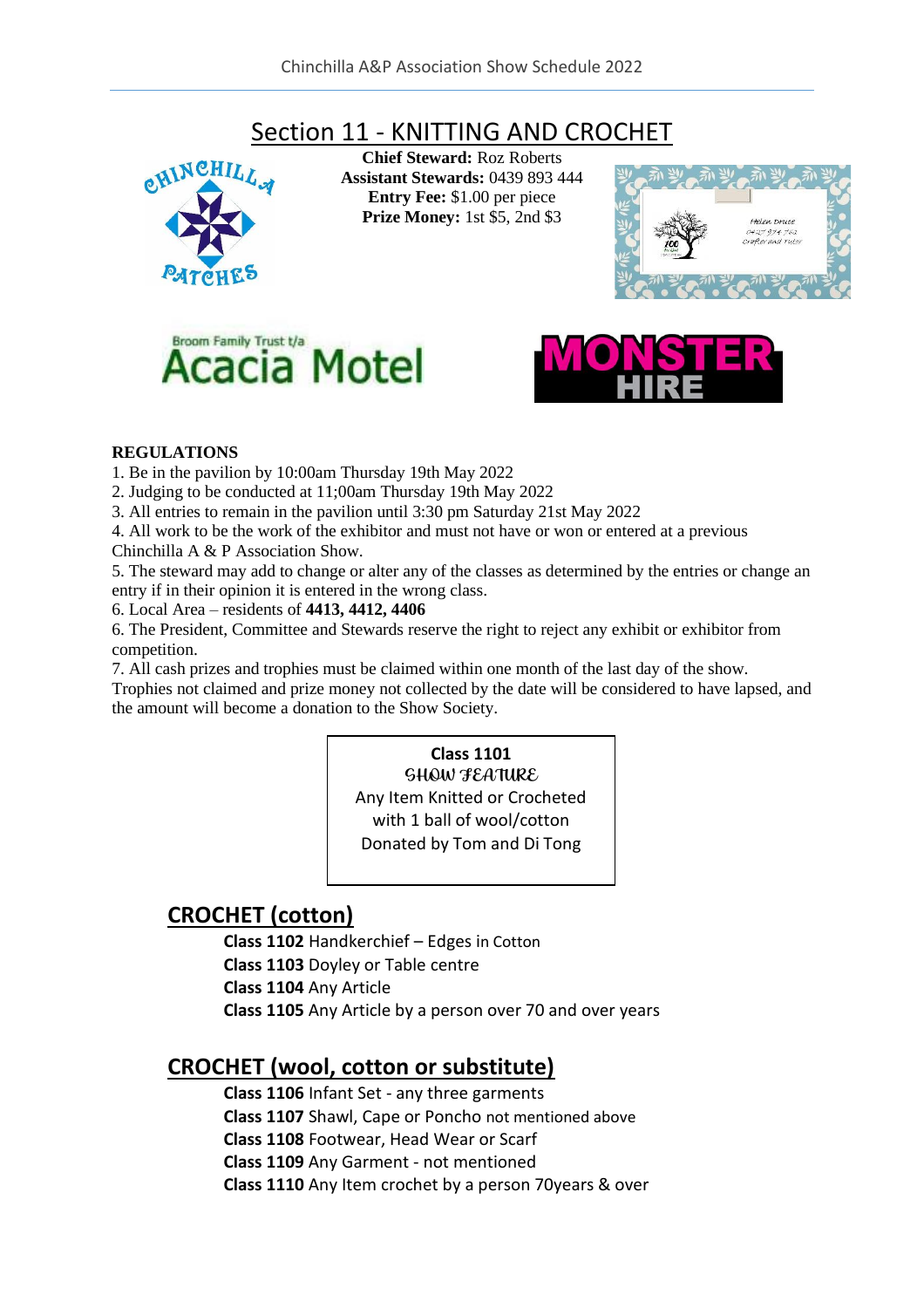# Section 11 - KNITTING AND CROCHET

**Chief Steward:** Roz Roberts
**Assistant Stewards:** 0439 893 444
**Entry Fee:** $1.00 per piece
**Prize Money:** 1st $5, 2nd $3

**REGULATIONS**

1. Be in the pavilion by 10:00am Thursday 19th May 2022
2. Judging to be conducted at 11;00am Thursday 19th May 2022
3. All entries to remain in the pavilion until 3:30 pm Saturday 21st May 2022
4. All work to be the work of the exhibitor and must not have or won or entered at a previous Chinchilla A & P Association Show.
5. The steward may add to change or alter any of the classes as determined by the entries or change an entry if in their opinion it is entered in the wrong class.
6. Local Area – residents of **4413, 4412, 4406**
6. The President, Committee and Stewards reserve the right to reject any exhibit or exhibitor from competition.
7. All cash prizes and trophies must be claimed within one month of the last day of the show. Trophies not claimed and prize money not collected by the date will be considered to have lapsed, and the amount will become a donation to the Show Society.

**Class 1101**
SHOW FEATURE
Any Item Knitted or Crocheted with 1 ball of wool/cotton
Donated by Tom and Di Tong

## CROCHET (cotton)

**Class 1102** Handkerchief – Edges in Cotton
**Class 1103** Doyley or Table centre
**Class 1104** Any Article
**Class 1105** Any Article by a person over 70 and over years

## CROCHET (wool, cotton or substitute)

**Class 1106** Infant Set - any three garments
**Class 1107** Shawl, Cape or Poncho not mentioned above
**Class 1108** Footwear, Head Wear or Scarf
**Class 1109** Any Garment - not mentioned
**Class 1110** Any Item crochet by a person 70years & over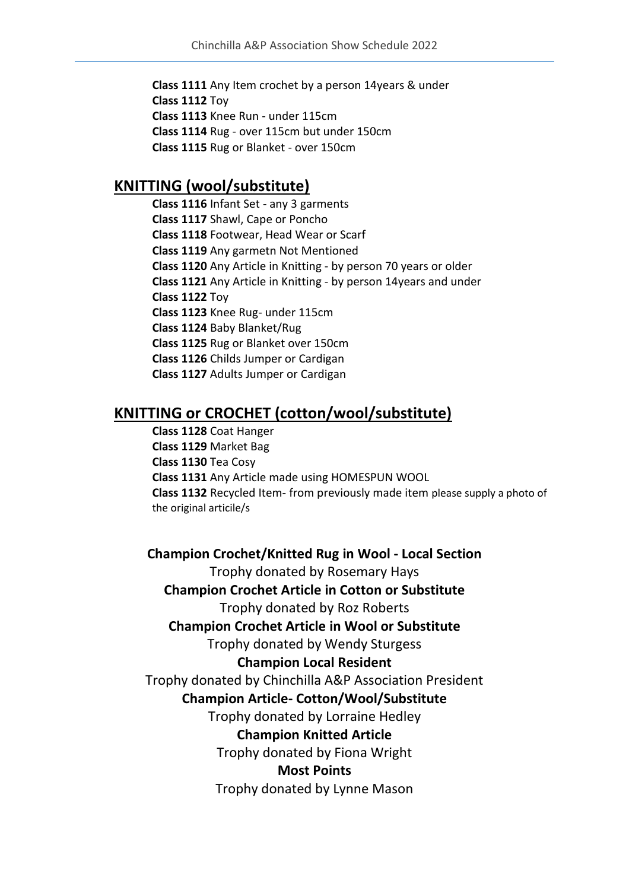**Class 1111** Any Item crochet by a person 14years & under
**Class 1112** Toy
**Class 1113** Knee Run - under 115cm
**Class 1114** Rug - over 115cm but under 150cm
**Class 1115** Rug or Blanket - over 150cm

## KNITTING (wool/substitute)

**Class 1116** Infant Set - any 3 garments
**Class 1117** Shawl, Cape or Poncho
**Class 1118** Footwear, Head Wear or Scarf
**Class 1119** Any garmetn Not Mentioned
**Class 1120** Any Article in Knitting - by person 70 years or older
**Class 1121** Any Article in Knitting - by person 14years and under
**Class 1122** Toy
**Class 1123** Knee Rug- under 115cm
**Class 1124** Baby Blanket/Rug
**Class 1125** Rug or Blanket over 150cm
**Class 1126** Childs Jumper or Cardigan
**Class 1127** Adults Jumper or Cardigan

## KNITTING or CROCHET (cotton/wool/substitute)

**Class 1128** Coat Hanger
**Class 1129** Market Bag
**Class 1130** Tea Cosy
**Class 1131** Any Article made using HOMESPUN WOOL
**Class 1132** Recycled Item- from previously made item please supply a photo of the original articile/s

**Champion Crochet/Knitted Rug in Wool - Local Section**
Trophy donated by Rosemary Hays
**Champion Crochet Article in Cotton or Substitute**
Trophy donated by Roz Roberts
**Champion Crochet Article in Wool or Substitute**
Trophy donated by Wendy Sturgess
**Champion Local Resident**
Trophy donated by Chinchilla A&P Association President
**Champion Article- Cotton/Wool/Substitute**
Trophy donated by Lorraine Hedley
**Champion Knitted Article**
Trophy donated by Fiona Wright
**Most Points**
Trophy donated by Lynne Mason